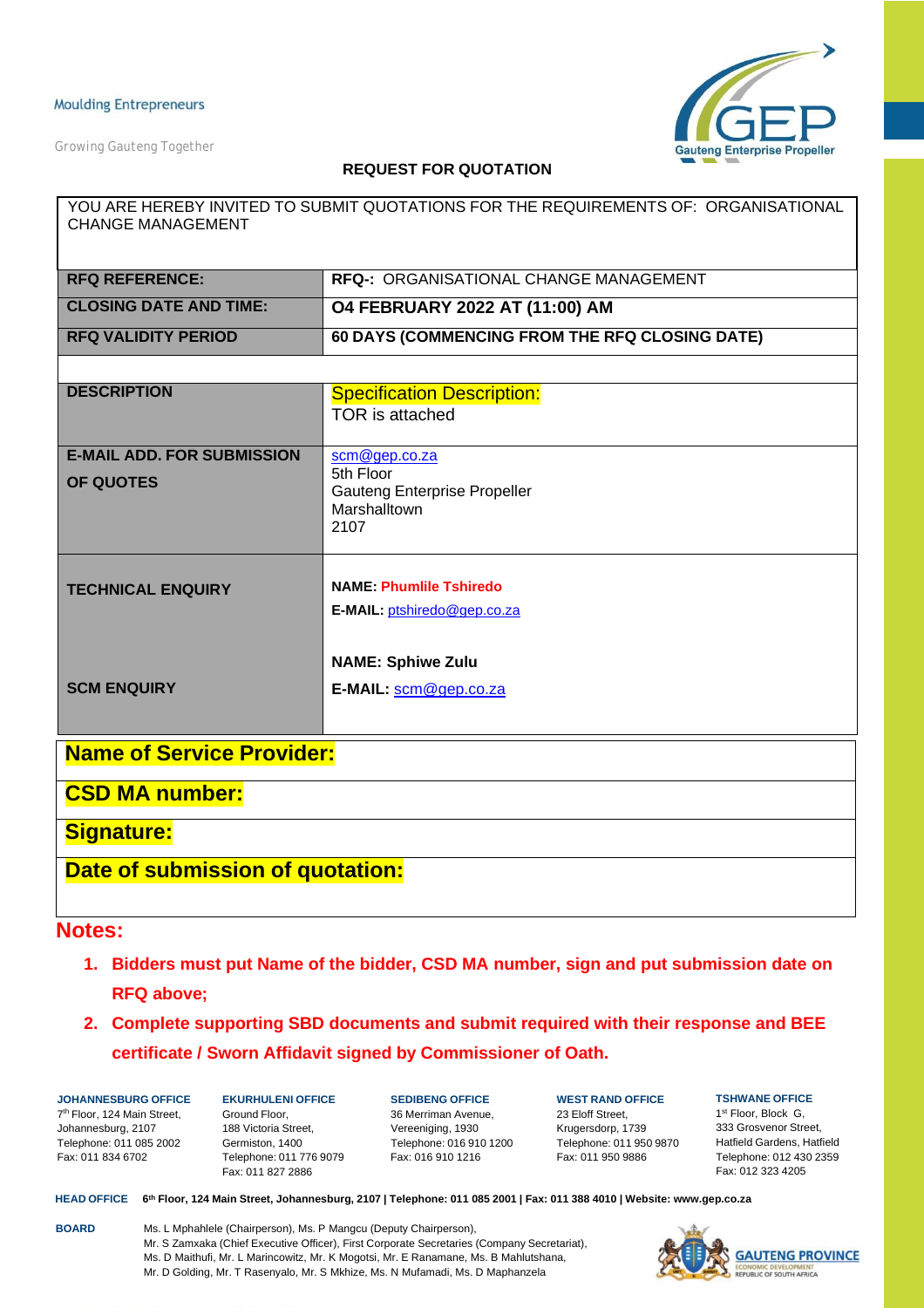Moulding Entrepreneurs

Growing Gauteng Together

Gauteng Enterprise Propeller

## REQUEST FOR QUOTATION

| YOU ARE HEREBY INVITED TO SUBMIT QUOTATIONS FOR THE REQUIREMENTS OF: ORGANISATIONAL CHANGE MANAGEMENT | |
|---|---|
| **RFQ REFERENCE:** | **RFQ-:** ORGANISATIONAL CHANGE MANAGEMENT |
| **CLOSING DATE AND TIME:** | **O4 FEBRUARY 2022 AT (11:00) AM** |
| **RFQ VALIDITY PERIOD** | **60 DAYS (COMMENCING FROM THE RFQ CLOSING DATE)** |
| | |
| **DESCRIPTION** | Specification Description:<br>TOR is attached |
| **E-MAIL ADD. FOR SUBMISSION OF QUOTES** | scm@gep.co.za<br>5th Floor<br>Gauteng Enterprise Propeller<br>Marshalltown<br>2107 |
| **TECHNICAL ENQUIRY** | **NAME: Phumlile Tshiredo**<br>**E-MAIL:** ptshiredo@gep.co.za |
| **SCM ENQUIRY** | **NAME: Sphiwe Zulu**<br>**E-MAIL:** scm@gep.co.za |

| **Name of Service Provider:** |
|---|
| **CSD MA number:** |
| **Signature:** |
| **Date of submission of quotation:** |

## Notes:

1. **Bidders must put Name of the bidder, CSD MA number, sign and put submission date on RFQ above;**
2. **Complete supporting SBD documents and submit required with their response and BEE certificate / Sworn Affidavit signed by Commissioner of Oath.**

**JOHANNESBURG OFFICE**
7th Floor, 124 Main Street,
Johannesburg, 2107
Telephone: 011 085 2002
Fax: 011 834 6702

**EKURHULENI OFFICE**
Ground Floor,
188 Victoria Street,
Germiston, 1400
Telephone: 011 776 9079
Fax: 011 827 2886

**SEDIBENG OFFICE**
36 Merriman Avenue,
Vereeniging, 1930
Telephone: 016 910 1200
Fax: 016 910 1216

**WEST RAND OFFICE**
23 Eloff Street,
Krugersdorp, 1739
Telephone: 011 950 9870
Fax: 011 950 9886

**TSHWANE OFFICE**
1st Floor, Block G,
333 Grosvenor Street,
Hatfield Gardens, Hatfield
Telephone: 012 430 2359
Fax: 012 323 4205

**HEAD OFFICE** 6th Floor, 124 Main Street, Johannesburg, 2107 | Telephone: 011 085 2001 | Fax: 011 388 4010 | Website: www.gep.co.za

**BOARD** Ms. L Mphahlele (Chairperson), Ms. P Mangcu (Deputy Chairperson),
Mr. S Zamxaka (Chief Executive Officer), First Corporate Secretaries (Company Secretariat),
Ms. D Maithufi, Mr. L Marincowitz, Mr. K Mogotsi, Mr. E Ranamane, Ms. B Mahlutshana,
Mr. D Golding, Mr. T Rasenyalo, Mr. S Mkhize, Ms. N Mufamadi, Ms. D Maphanzela

GAUTENG PROVINCE
ECONOMIC DEVELOPMENT
REPUBLIC OF SOUTH AFRICA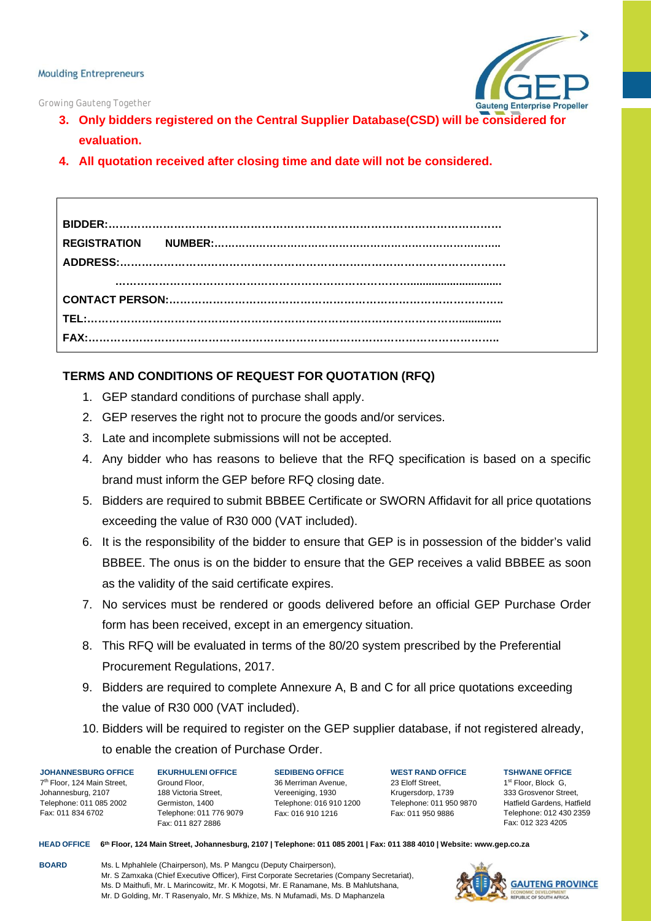3. **Only bidders registered on the Central Supplier Database(CSD) will be considered for evaluation.**
4. **All quotation received after closing time and date will not be considered.**

**BIDDER:………………………………………………………………………………………………**

**REGISTRATION NUMBER:…………………………………………………………………………..**

**ADDRESS:…………………………………………………………………………………………….**

**…………………………………………………………………………...............................**

**CONTACT PERSON:……………………………………………………………………………….**

**TEL:………………………………………………………………………………………...............**

**FAX:……………………………………………………………………………………………………..**

## TERMS AND CONDITIONS OF REQUEST FOR QUOTATION (RFQ)

1. GEP standard conditions of purchase shall apply.
2. GEP reserves the right not to procure the goods and/or services.
3. Late and incomplete submissions will not be accepted.
4. Any bidder who has reasons to believe that the RFQ specification is based on a specific brand must inform the GEP before RFQ closing date.
5. Bidders are required to submit BBBEE Certificate or SWORN Affidavit for all price quotations exceeding the value of R30 000 (VAT included).
6. It is the responsibility of the bidder to ensure that GEP is in possession of the bidder's valid BBBEE. The onus is on the bidder to ensure that the GEP receives a valid BBBEE as soon as the validity of the said certificate expires.
7. No services must be rendered or goods delivered before an official GEP Purchase Order form has been received, except in an emergency situation.
8. This RFQ will be evaluated in terms of the 80/20 system prescribed by the Preferential Procurement Regulations, 2017.
9. Bidders are required to complete Annexure A, B and C for all price quotations exceeding the value of R30 000 (VAT included).
10. Bidders will be required to register on the GEP supplier database, if not registered already, to enable the creation of Purchase Order.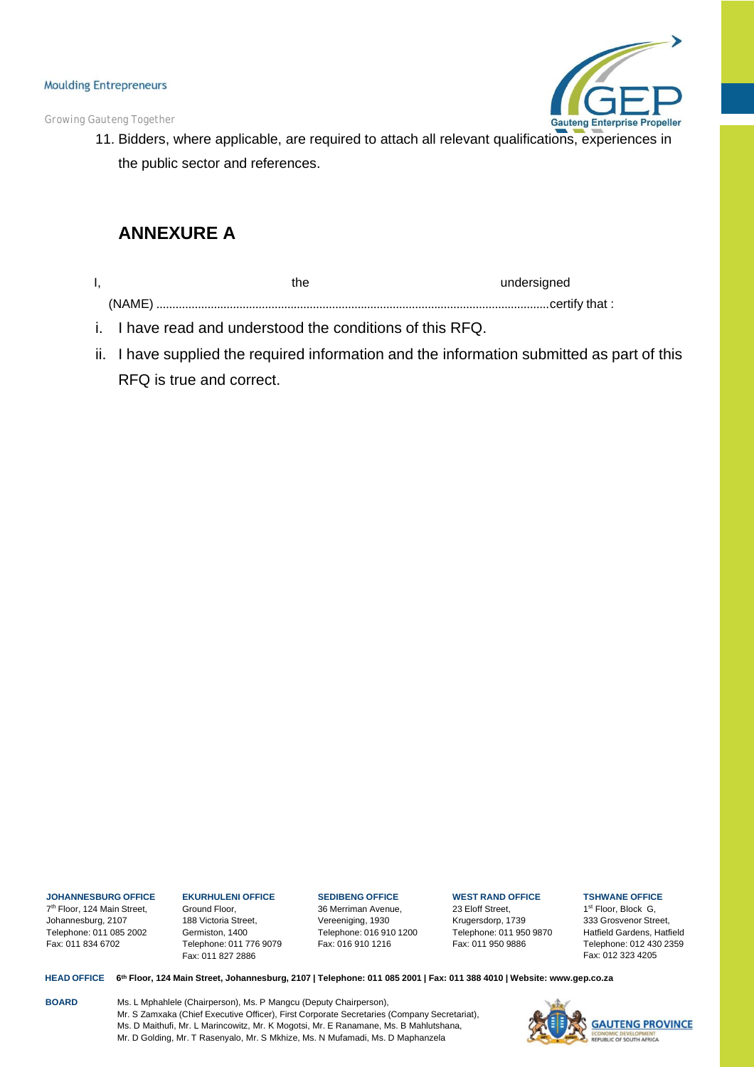11. Bidders, where applicable, are required to attach all relevant qualifications, experiences in the public sector and references.

## ANNEXURE A

I, the undersigned (NAME) .......................................................................................................................certify that :

i. I have read and understood the conditions of this RFQ.

ii. I have supplied the required information and the information submitted as part of this RFQ is true and correct.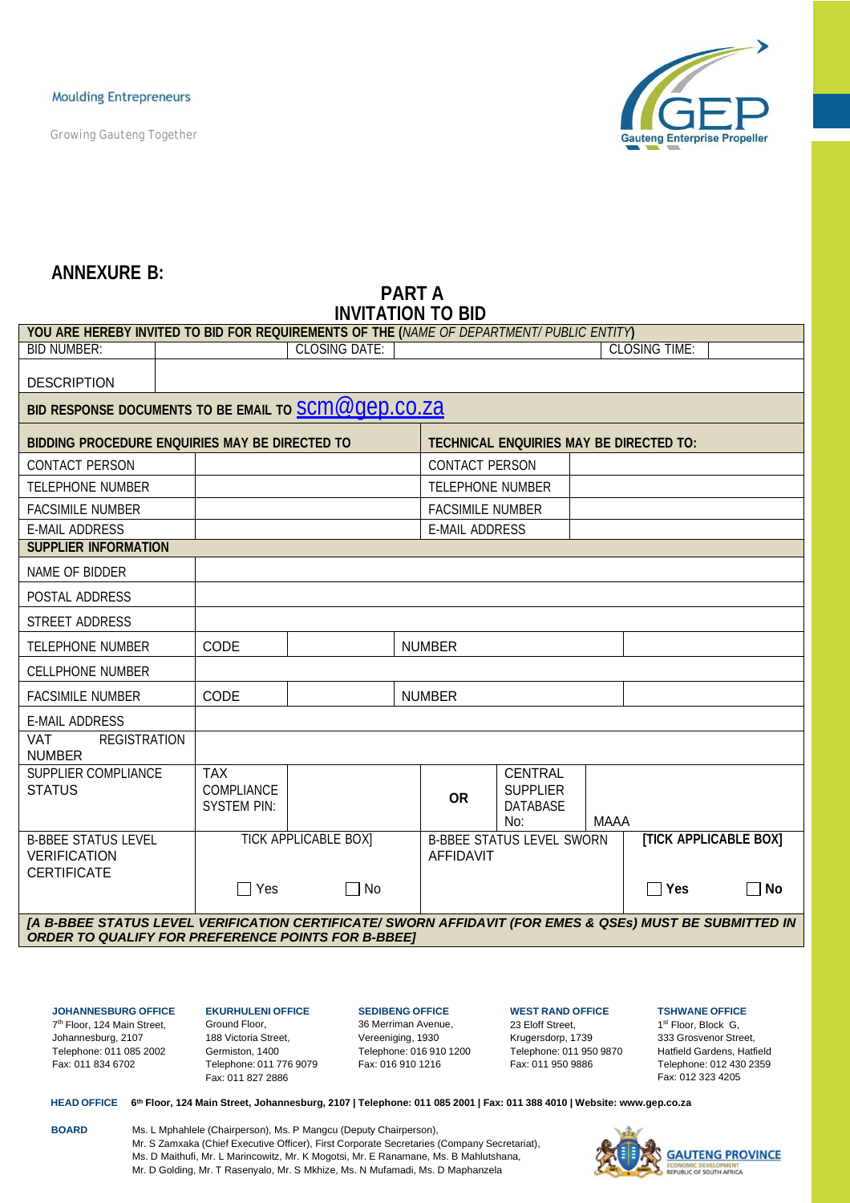Moulding Entrepreneurs

Growing Gauteng Together

## ANNEXURE B:

## PART A
## INVITATION TO BID

| YOU ARE HEREBY INVITED TO BID FOR REQUIREMENTS OF THE (*NAME OF DEPARTMENT/ PUBLIC ENTITY*) | | | | | | | |
|---|---|---|---|---|---|---|---|
| BID NUMBER: | | CLOSING DATE: | | | | CLOSING TIME: | |
| DESCRIPTION | | | | | | | |
| **BID RESPONSE DOCUMENTS TO BE EMAIL TO** scm@gep.co.za | | | | | | | |
| **BIDDING PROCEDURE ENQUIRIES MAY BE DIRECTED TO** | | | | **TECHNICAL ENQUIRIES MAY BE DIRECTED TO:** | | | |
| CONTACT PERSON | | | | CONTACT PERSON | | | |
| TELEPHONE NUMBER | | | | TELEPHONE NUMBER | | | |
| FACSIMILE NUMBER | | | | FACSIMILE NUMBER | | | |
| E-MAIL ADDRESS | | | | E-MAIL ADDRESS | | | |
| **SUPPLIER INFORMATION** | | | | | | | |
| NAME OF BIDDER | | | | | | | |
| POSTAL ADDRESS | | | | | | | |
| STREET ADDRESS | | | | | | | |
| TELEPHONE NUMBER | CODE | | NUMBER | | | | |
| CELLPHONE NUMBER | | | | | | | |
| FACSIMILE NUMBER | CODE | | NUMBER | | | | |
| E-MAIL ADDRESS | | | | | | | |
| VAT REGISTRATION NUMBER | | | | | | | |
| SUPPLIER COMPLIANCE STATUS | TAX COMPLIANCE SYSTEM PIN: | | **OR** | CENTRAL SUPPLIER DATABASE No: | MAAA | | |
| B-BBEE STATUS LEVEL VERIFICATION CERTIFICATE | TICK APPLICABLE BOX] ☐ Yes | ☐ No | B-BBEE STATUS LEVEL SWORN AFFIDAVIT | | | [TICK APPLICABLE BOX] **☐ Yes** | **☐ No** |
| ***[A B-BBEE STATUS LEVEL VERIFICATION CERTIFICATE/ SWORN AFFIDAVIT (FOR EMES & QSEs) MUST BE SUBMITTED IN ORDER TO QUALIFY FOR PREFERENCE POINTS FOR B-BBEE]*** | | | | | | | |

**JOHANNESBURG OFFICE**
7th Floor, 124 Main Street, Johannesburg, 2107
Telephone: 011 085 2002
Fax: 011 834 6702

**EKURHULENI OFFICE**
Ground Floor, 188 Victoria Street, Germiston, 1400
Telephone: 011 776 9079
Fax: 011 827 2886

**SEDIBENG OFFICE**
36 Merriman Avenue, Vereeniging, 1930
Telephone: 016 910 1200
Fax: 016 910 1216

**WEST RAND OFFICE**
23 Eloff Street, Krugersdorp, 1739
Telephone: 011 950 9870
Fax: 011 950 9886

**TSHWANE OFFICE**
1st Floor, Block G, 333 Grosvenor Street, Hatfield Gardens, Hatfield
Telephone: 012 430 2359
Fax: 012 323 4205

**HEAD OFFICE** 6th Floor, 124 Main Street, Johannesburg, 2107 | Telephone: 011 085 2001 | Fax: 011 388 4010 | Website: www.gep.co.za

**BOARD** Ms. L Mphahlele (Chairperson), Ms. P Mangcu (Deputy Chairperson), Mr. S Zamxaka (Chief Executive Officer), First Corporate Secretaries (Company Secretariat), Ms. D Maithufi, Mr. L Marincowitz, Mr. K Mogotsi, Mr. E Ranamane, Ms. B Mahlutshana, Mr. D Golding, Mr. T Rasenyalo, Mr. S Mkhize, Ms. N Mufamadi, Ms. D Maphanzela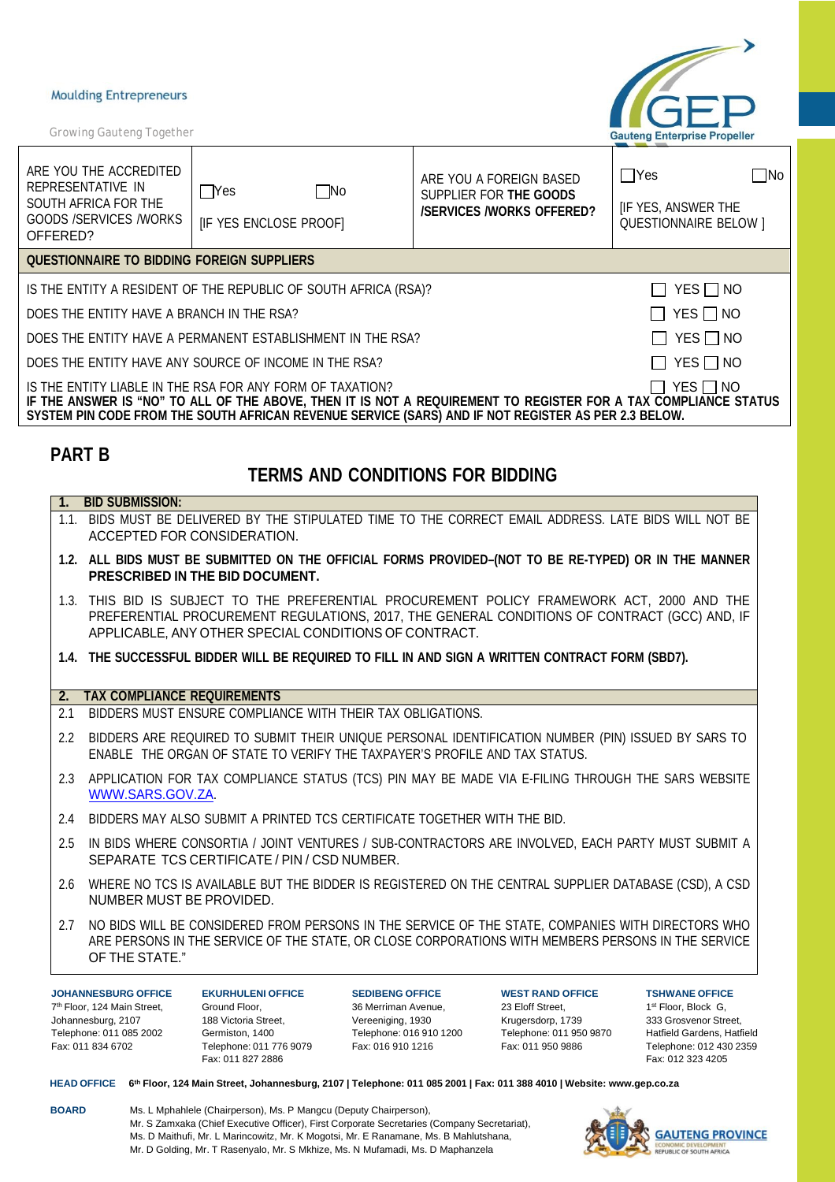| ARE YOU THE ACCREDITED REPRESENTATIVE IN SOUTH AFRICA FOR THE GOODS /SERVICES /WORKS OFFERED? | ☐Yes ☐No [IF YES ENCLOSE PROOF] | ARE YOU A FOREIGN BASED SUPPLIER FOR **THE GOODS /SERVICES /WORKS OFFERED?** | ☐Yes ☐No [IF YES, ANSWER THE QUESTIONNAIRE BELOW ] |
|---|---|---|---|

| **QUESTIONNAIRE TO BIDDING FOREIGN SUPPLIERS** | |
|---|---|
| IS THE ENTITY A RESIDENT OF THE REPUBLIC OF SOUTH AFRICA (RSA)? | ☐ YES ☐ NO |
| DOES THE ENTITY HAVE A BRANCH IN THE RSA? | ☐ YES ☐ NO |
| DOES THE ENTITY HAVE A PERMANENT ESTABLISHMENT IN THE RSA? | ☐ YES ☐ NO |
| DOES THE ENTITY HAVE ANY SOURCE OF INCOME IN THE RSA? | ☐ YES ☐ NO |
| IS THE ENTITY LIABLE IN THE RSA FOR ANY FORM OF TAXATION? | ☐ YES ☐ NO |

**IF THE ANSWER IS "NO" TO ALL OF THE ABOVE, THEN IT IS NOT A REQUIREMENT TO REGISTER FOR A TAX COMPLIANCE STATUS SYSTEM PIN CODE FROM THE SOUTH AFRICAN REVENUE SERVICE (SARS) AND IF NOT REGISTER AS PER 2.3 BELOW.**

## PART B

## TERMS AND CONDITIONS FOR BIDDING

**1. BID SUBMISSION:**

1.1. BIDS MUST BE DELIVERED BY THE STIPULATED TIME TO THE CORRECT EMAIL ADDRESS. LATE BIDS WILL NOT BE ACCEPTED FOR CONSIDERATION.

**1.2. ALL BIDS MUST BE SUBMITTED ON THE OFFICIAL FORMS PROVIDED–(NOT TO BE RE-TYPED) OR IN THE MANNER PRESCRIBED IN THE BID DOCUMENT.**

1.3. THIS BID IS SUBJECT TO THE PREFERENTIAL PROCUREMENT POLICY FRAMEWORK ACT, 2000 AND THE PREFERENTIAL PROCUREMENT REGULATIONS, 2017, THE GENERAL CONDITIONS OF CONTRACT (GCC) AND, IF APPLICABLE, ANY OTHER SPECIAL CONDITIONS OF CONTRACT.

**1.4. THE SUCCESSFUL BIDDER WILL BE REQUIRED TO FILL IN AND SIGN A WRITTEN CONTRACT FORM (SBD7).**

**2. TAX COMPLIANCE REQUIREMENTS**

2.1 BIDDERS MUST ENSURE COMPLIANCE WITH THEIR TAX OBLIGATIONS.

2.2 BIDDERS ARE REQUIRED TO SUBMIT THEIR UNIQUE PERSONAL IDENTIFICATION NUMBER (PIN) ISSUED BY SARS TO ENABLE THE ORGAN OF STATE TO VERIFY THE TAXPAYER'S PROFILE AND TAX STATUS.

2.3 APPLICATION FOR TAX COMPLIANCE STATUS (TCS) PIN MAY BE MADE VIA E-FILING THROUGH THE SARS WEBSITE WWW.SARS.GOV.ZA.

2.4 BIDDERS MAY ALSO SUBMIT A PRINTED TCS CERTIFICATE TOGETHER WITH THE BID.

2.5 IN BIDS WHERE CONSORTIA / JOINT VENTURES / SUB-CONTRACTORS ARE INVOLVED, EACH PARTY MUST SUBMIT A SEPARATE TCS CERTIFICATE / PIN / CSD NUMBER.

2.6 WHERE NO TCS IS AVAILABLE BUT THE BIDDER IS REGISTERED ON THE CENTRAL SUPPLIER DATABASE (CSD), A CSD NUMBER MUST BE PROVIDED.

2.7 NO BIDS WILL BE CONSIDERED FROM PERSONS IN THE SERVICE OF THE STATE, COMPANIES WITH DIRECTORS WHO ARE PERSONS IN THE SERVICE OF THE STATE, OR CLOSE CORPORATIONS WITH MEMBERS PERSONS IN THE SERVICE OF THE STATE."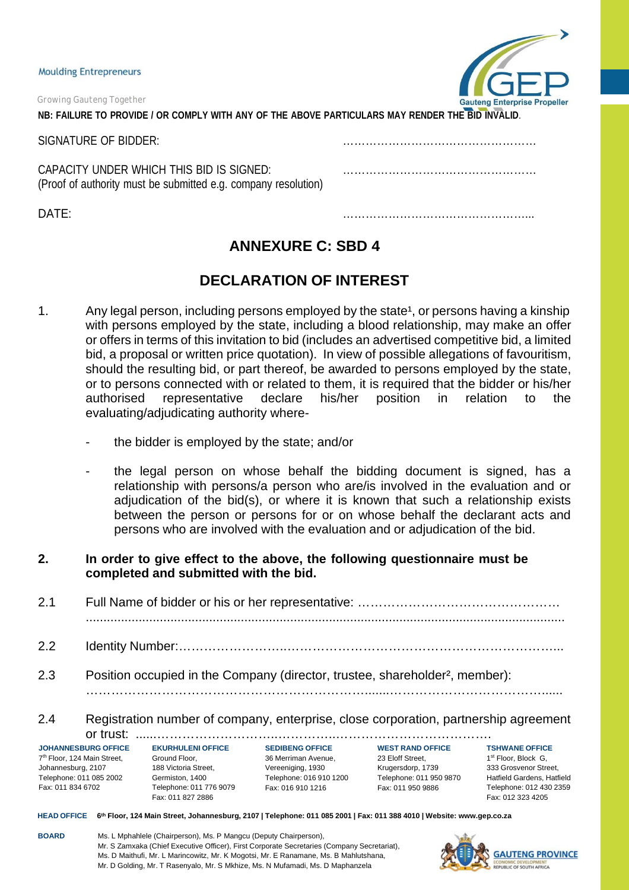**NB: FAILURE TO PROVIDE / OR COMPLY WITH ANY OF THE ABOVE PARTICULARS MAY RENDER THE BID INVALID**.

SIGNATURE OF BIDDER: ……………………………………………

CAPACITY UNDER WHICH THIS BID IS SIGNED: ……………………………………………
(Proof of authority must be submitted e.g. company resolution)

DATE: …………………………………………...

## ANNEXURE C: SBD 4

## DECLARATION OF INTEREST

1. Any legal person, including persons employed by the state[1], or persons having a kinship with persons employed by the state, including a blood relationship, may make an offer or offers in terms of this invitation to bid (includes an advertised competitive bid, a limited bid, a proposal or written price quotation). In view of possible allegations of favouritism, should the resulting bid, or part thereof, be awarded to persons employed by the state, or to persons connected with or related to them, it is required that the bidder or his/her authorised representative declare his/her position in relation to the evaluating/adjudicating authority where-

   - the bidder is employed by the state; and/or

   - the legal person on whose behalf the bidding document is signed, has a relationship with persons/a person who are/is involved in the evaluation and or adjudication of the bid(s), or where it is known that such a relationship exists between the person or persons for or on whose behalf the declarant acts and persons who are involved with the evaluation and or adjudication of the bid.

**2. In order to give effect to the above, the following questionnaire must be completed and submitted with the bid.**

2.1 Full Name of bidder or his or her representative: …………………………………………
.......................................................................................................................

2.2 Identity Number:……………………..………………………………………………………...

2.3 Position occupied in the Company (director, trustee, shareholder[2], member):
……………………………………………………………......……………………………......

2.4 Registration number of company, enterprise, close corporation, partnership agreement or trust: ....……………………….……………….……………………………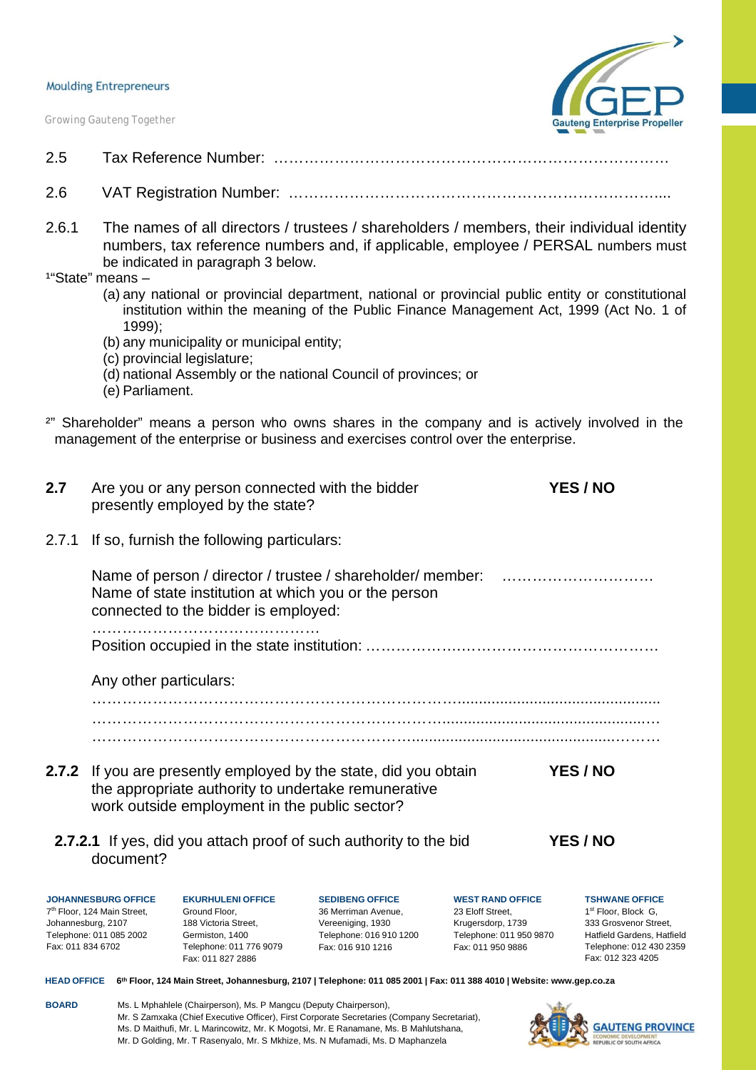2.5 Tax Reference Number: ………………………………………………………………………

2.6 VAT Registration Number: ……………………………………………………………....

2.6.1 The names of all directors / trustees / shareholders / members, their individual identity numbers, tax reference numbers and, if applicable, employee / PERSAL numbers must be indicated in paragraph 3 below.

[1]"State" means –

(a) any national or provincial department, national or provincial public entity or constitutional institution within the meaning of the Public Finance Management Act, 1999 (Act No. 1 of 1999);
(b) any municipality or municipal entity;
(c) provincial legislature;
(d) national Assembly or the national Council of provinces; or
(e) Parliament.

[2]" Shareholder" means a person who owns shares in the company and is actively involved in the management of the enterprise or business and exercises control over the enterprise.

**2.7** Are you or any person connected with the bidder presently employed by the state? **YES / NO**

2.7.1 If so, furnish the following particulars:

Name of person / director / trustee / shareholder/ member: …………………………
Name of state institution at which you or the person connected to the bidder is employed:

………………………………………
Position occupied in the state institution: …………………………………………………

Any other particulars:

………………………………………………………………………………………………………
………………………………………………………………………………………………………
………………………………………………………………………………………………………

**2.7.2** If you are presently employed by the state, did you obtain the appropriate authority to undertake remunerative work outside employment in the public sector? **YES / NO**

**2.7.2.1** If yes, did you attach proof of such authority to the bid document? **YES / NO**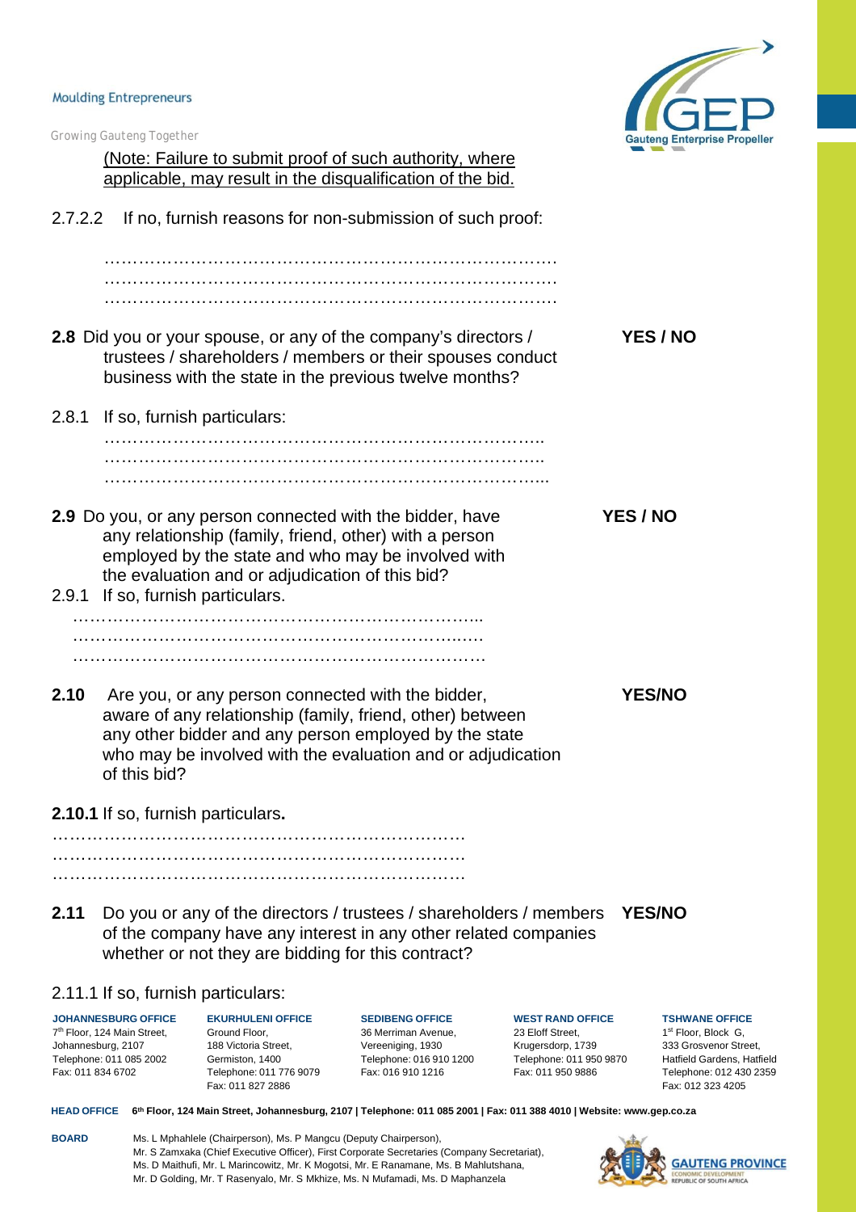(Note: Failure to submit proof of such authority, where applicable, may result in the disqualification of the bid.

2.7.2.2 If no, furnish reasons for non-submission of such proof:

……………………………………………………………………….
……………………………………………………………………….
……………………………………………………………………….

**2.8** Did you or your spouse, or any of the company's directors / trustees / shareholders / members or their spouses conduct business with the state in the previous twelve months? **YES / NO**

2.8.1 If so, furnish particulars:

……………………………………………………………………..
……………………………………………………………………..
……………………………………………………………………...

**2.9** Do you, or any person connected with the bidder, have any relationship (family, friend, other) with a person employed by the state and who may be involved with the evaluation and or adjudication of this bid? **YES / NO**

2.9.1 If so, furnish particulars.

…………………………………………………………………...
…………………………………………………………………...
…………………………………………………………………...

**2.10** Are you, or any person connected with the bidder, aware of any relationship (family, friend, other) between any other bidder and any person employed by the state who may be involved with the evaluation and or adjudication of this bid? **YES/NO**

**2.10.1** If so, furnish particulars**.**

………………………………………………………………
………………………………………………………………
………………………………………………………………

**2.11** Do you or any of the directors / trustees / shareholders / members of the company have any interest in any other related companies whether or not they are bidding for this contract? **YES/NO**

2.11.1 If so, furnish particulars: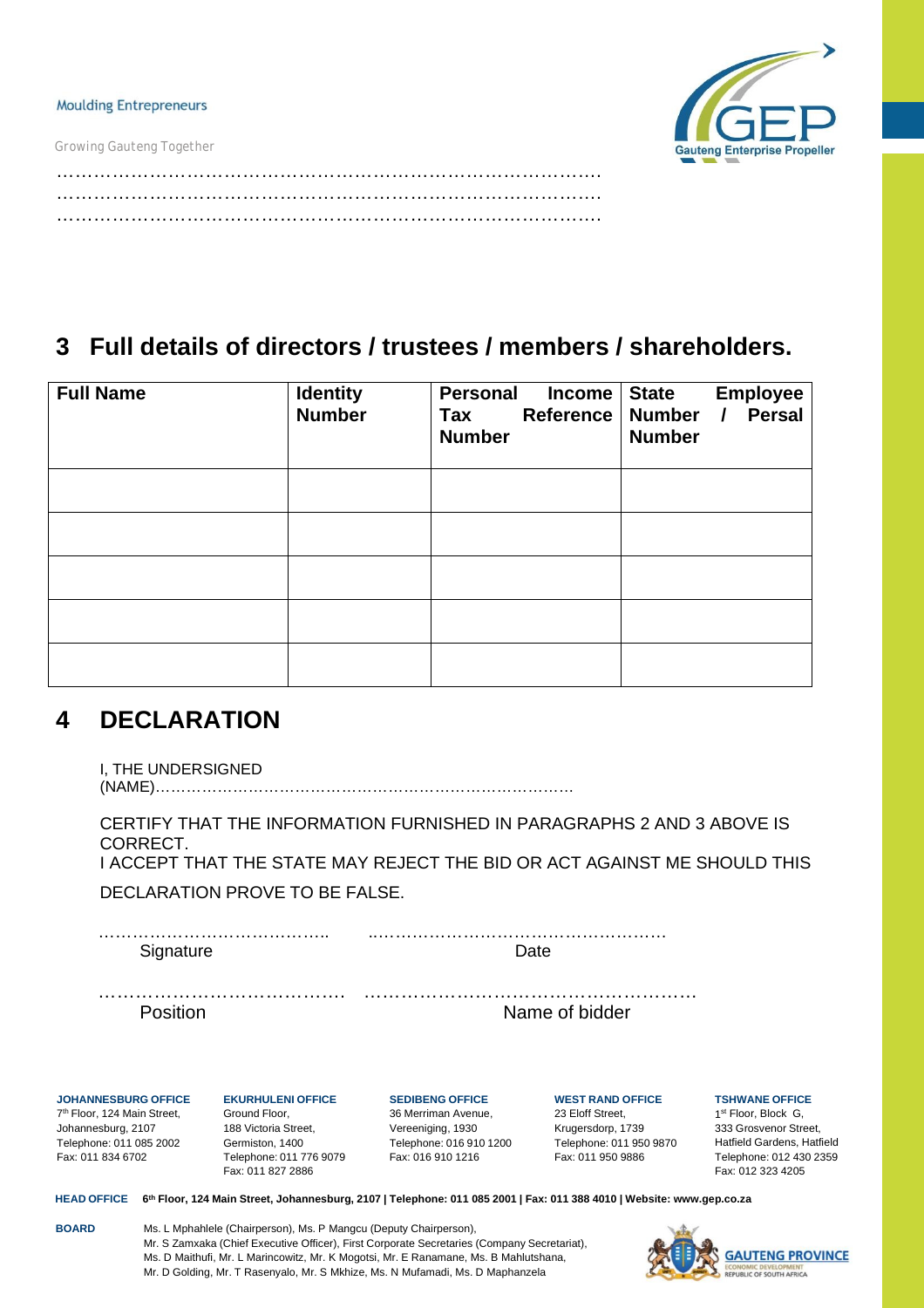…………………………………………………………………………………
…………………………………………………………………………………
…………………………………………………………………………………

## 3 Full details of directors / trustees / members / shareholders.

| Full Name | Identity Number | Personal Income Tax Reference Number | State Employee Number / Persal Number |
|---|---|---|---|
| | | | |
| | | | |
| | | | |
| | | | |
| | | | |

## 4 DECLARATION

I, THE UNDERSIGNED (NAME)………………………………………………………………………

CERTIFY THAT THE INFORMATION FURNISHED IN PARAGRAPHS 2 AND 3 ABOVE IS CORRECT.
I ACCEPT THAT THE STATE MAY REJECT THE BID OR ACT AGAINST ME SHOULD THIS DECLARATION PROVE TO BE FALSE.

……………………………………… ……………………………………………….
Signature Date

……………………………………… ……………………………………………….
Position Name of bidder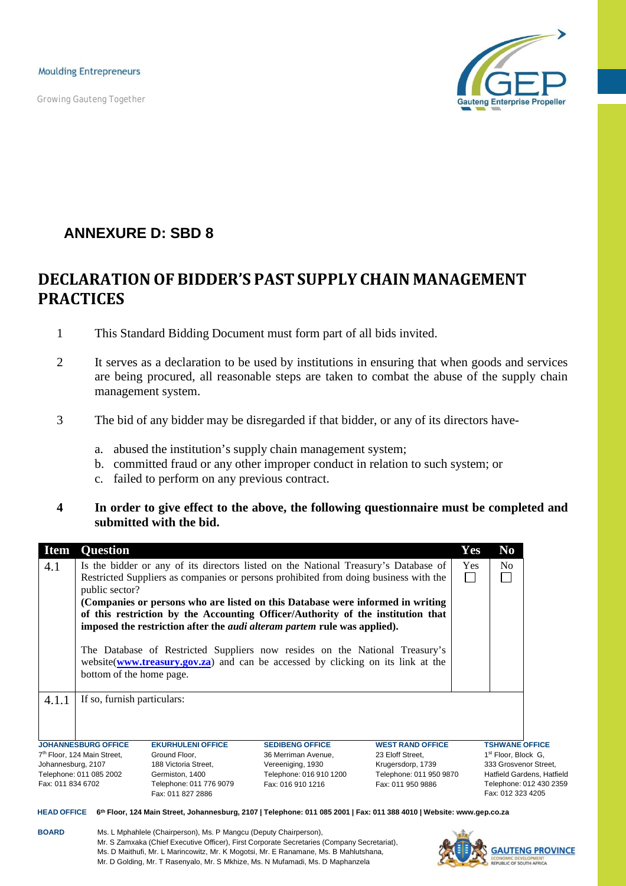## ANNEXURE D: SBD 8

# DECLARATION OF BIDDER'S PAST SUPPLY CHAIN MANAGEMENT PRACTICES

1. This Standard Bidding Document must form part of all bids invited.

2. It serves as a declaration to be used by institutions in ensuring that when goods and services are being procured, all reasonable steps are taken to combat the abuse of the supply chain management system.

3. The bid of any bidder may be disregarded if that bidder, or any of its directors have-

   a. abused the institution's supply chain management system;
   b. committed fraud or any other improper conduct in relation to such system; or
   c. failed to perform on any previous contract.

4. **In order to give effect to the above, the following questionnaire must be completed and submitted with the bid.**

| Item | Question | Yes | No |
|---|---|---|---|
| 4.1 | Is the bidder or any of its directors listed on the National Treasury's Database of Restricted Suppliers as companies or persons prohibited from doing business with the public sector?<br>**(Companies or persons who are listed on this Database were informed in writing of this restriction by the Accounting Officer/Authority of the institution that imposed the restriction after the *audi alteram partem* rule was applied).**<br><br>The Database of Restricted Suppliers now resides on the National Treasury's website(**www.treasury.gov.za**) and can be accessed by clicking on its link at the bottom of the home page. | Yes ☐ | No ☐ |
| 4.1.1 | If so, furnish particulars: | | |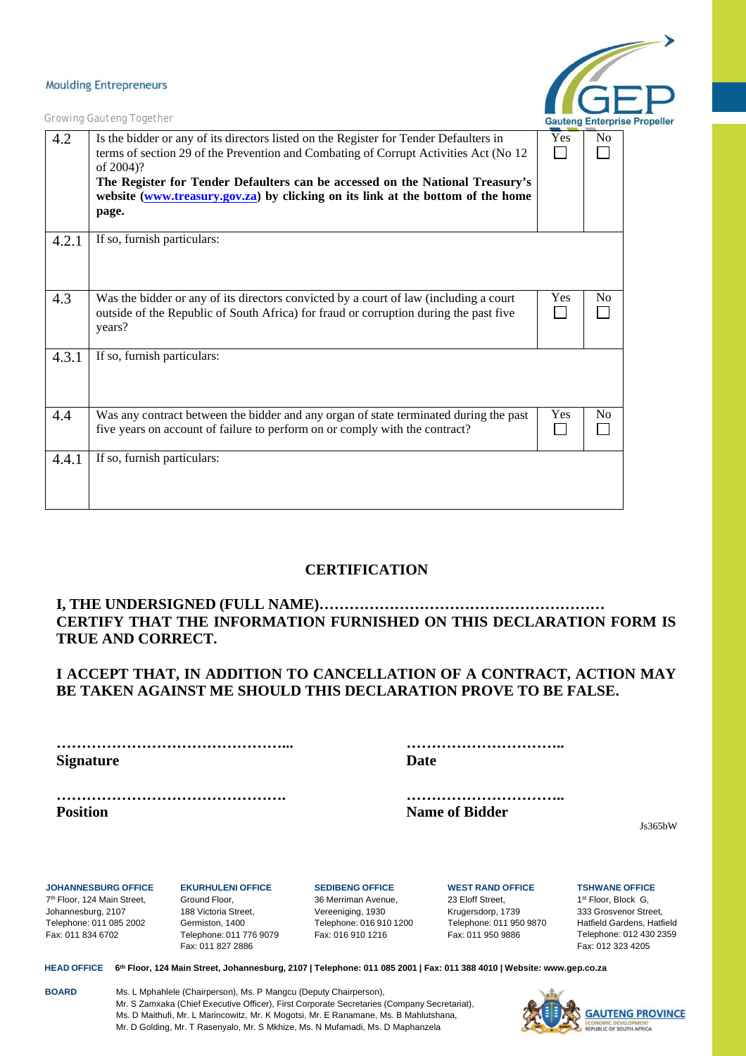| | | | |
|---|---|---|---|
| 4.2 | Is the bidder or any of its directors listed on the Register for Tender Defaulters in terms of section 29 of the Prevention and Combating of Corrupt Activities Act (No 12 of 2004)? **The Register for Tender Defaulters can be accessed on the National Treasury's website ([www.treasury.gov.za](www.treasury.gov.za)) by clicking on its link at the bottom of the home page.** | Yes ☐ | No ☐ |
| 4.2.1 | If so, furnish particulars: | | |
| 4.3 | Was the bidder or any of its directors convicted by a court of law (including a court outside of the Republic of South Africa) for fraud or corruption during the past five years? | Yes ☐ | No ☐ |
| 4.3.1 | If so, furnish particulars: | | |
| 4.4 | Was any contract between the bidder and any organ of state terminated during the past five years on account of failure to perform on or comply with the contract? | Yes ☐ | No ☐ |
| 4.4.1 | If so, furnish particulars: | | |

## CERTIFICATION

**I, THE UNDERSIGNED (FULL NAME)………………………………………………… CERTIFY THAT THE INFORMATION FURNISHED ON THIS DECLARATION FORM IS TRUE AND CORRECT.**

**I ACCEPT THAT, IN ADDITION TO CANCELLATION OF A CONTRACT, ACTION MAY BE TAKEN AGAINST ME SHOULD THIS DECLARATION PROVE TO BE FALSE.**

**………………………………………...**
**Signature**

**…………………………..**
**Date**

**……………………………………….**
**Position**

**…………………………..**
**Name of Bidder**

Js365bW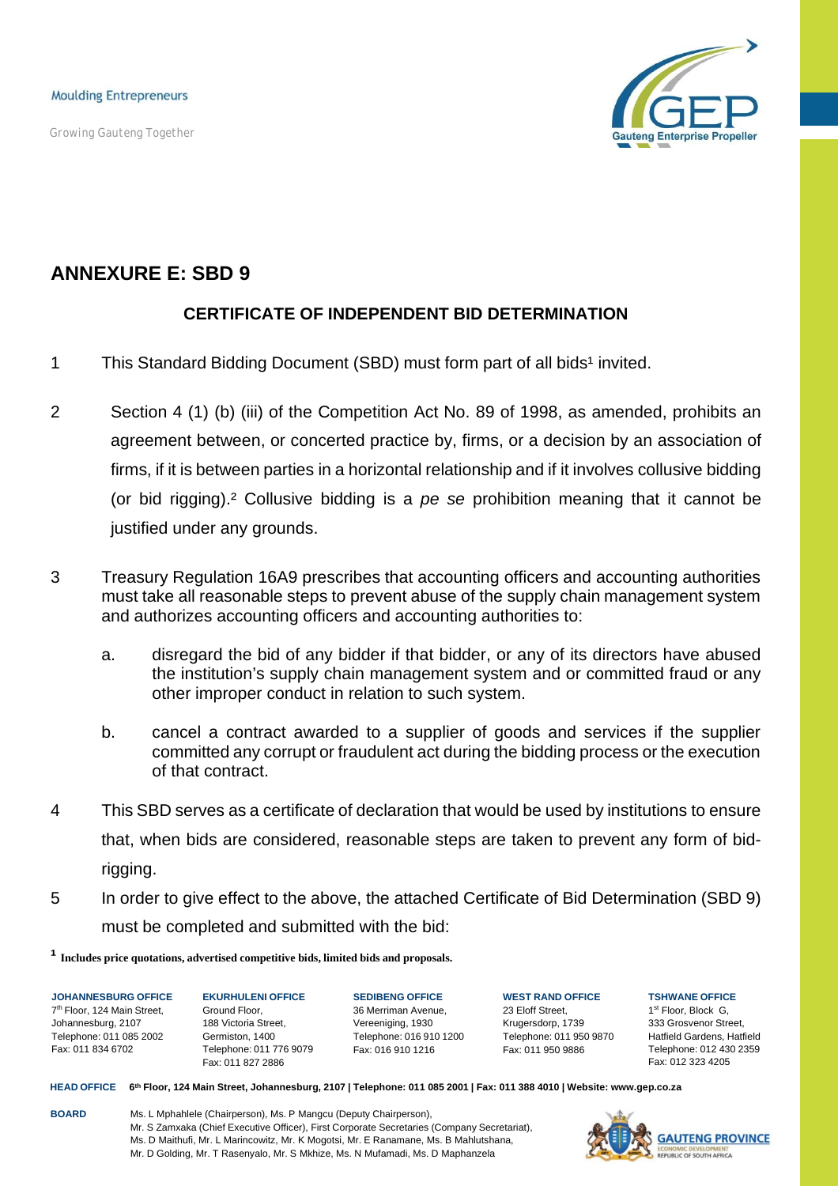## ANNEXURE E: SBD 9

### CERTIFICATE OF INDEPENDENT BID DETERMINATION

1 This Standard Bidding Document (SBD) must form part of all bids[1] invited.

2 Section 4 (1) (b) (iii) of the Competition Act No. 89 of 1998, as amended, prohibits an agreement between, or concerted practice by, firms, or a decision by an association of firms, if it is between parties in a horizontal relationship and if it involves collusive bidding (or bid rigging).[2] Collusive bidding is a *pe se* prohibition meaning that it cannot be justified under any grounds.

3 Treasury Regulation 16A9 prescribes that accounting officers and accounting authorities must take all reasonable steps to prevent abuse of the supply chain management system and authorizes accounting officers and accounting authorities to:

   a. disregard the bid of any bidder if that bidder, or any of its directors have abused the institution's supply chain management system and or committed fraud or any other improper conduct in relation to such system.

   b. cancel a contract awarded to a supplier of goods and services if the supplier committed any corrupt or fraudulent act during the bidding process or the execution of that contract.

4 This SBD serves as a certificate of declaration that would be used by institutions to ensure that, when bids are considered, reasonable steps are taken to prevent any form of bid-rigging.

5 In order to give effect to the above, the attached Certificate of Bid Determination (SBD 9) must be completed and submitted with the bid:

[1] **Includes price quotations, advertised competitive bids, limited bids and proposals.**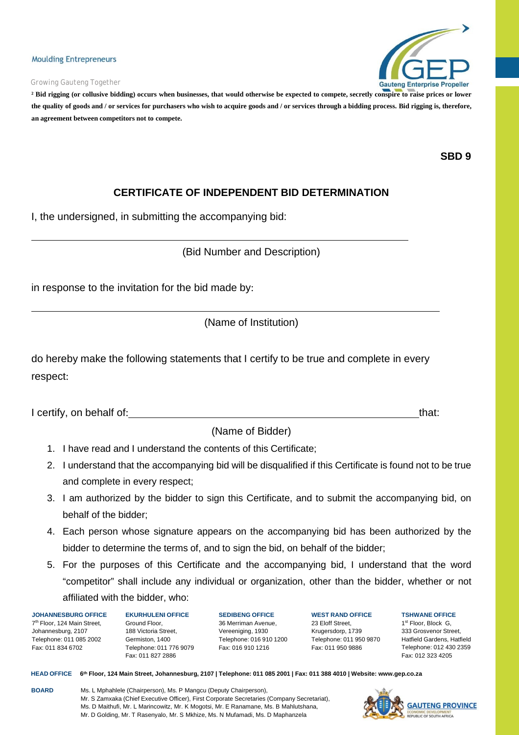[2] **Bid rigging (or collusive bidding) occurs when businesses, that would otherwise be expected to compete, secretly conspire to raise prices or lower the quality of goods and / or services for purchasers who wish to acquire goods and / or services through a bidding process. Bid rigging is, therefore, an agreement between competitors not to compete.**

**SBD 9**

## CERTIFICATE OF INDEPENDENT BID DETERMINATION

I, the undersigned, in submitting the accompanying bid:

\_\_\_\_\_\_\_\_\_\_\_\_\_\_\_\_\_\_\_\_\_\_\_\_\_\_\_\_\_\_\_\_\_\_\_\_\_\_\_\_\_\_\_\_\_\_\_\_\_\_\_\_\_\_\_\_\_\_

(Bid Number and Description)

in response to the invitation for the bid made by:

\_\_\_\_\_\_\_\_\_\_\_\_\_\_\_\_\_\_\_\_\_\_\_\_\_\_\_\_\_\_\_\_\_\_\_\_\_\_\_\_\_\_\_\_\_\_\_\_\_\_\_\_\_\_\_\_\_\_

(Name of Institution)

do hereby make the following statements that I certify to be true and complete in every respect:

I certify, on behalf of: \_\_\_\_\_\_\_\_\_\_\_\_\_\_\_\_\_\_\_\_\_\_\_\_\_\_\_\_\_\_\_\_\_\_\_\_\_\_\_\_\_\_ that:

(Name of Bidder)

1. I have read and I understand the contents of this Certificate;
2. I understand that the accompanying bid will be disqualified if this Certificate is found not to be true and complete in every respect;
3. I am authorized by the bidder to sign this Certificate, and to submit the accompanying bid, on behalf of the bidder;
4. Each person whose signature appears on the accompanying bid has been authorized by the bidder to determine the terms of, and to sign the bid, on behalf of the bidder;
5. For the purposes of this Certificate and the accompanying bid, I understand that the word "competitor" shall include any individual or organization, other than the bidder, whether or not affiliated with the bidder, who: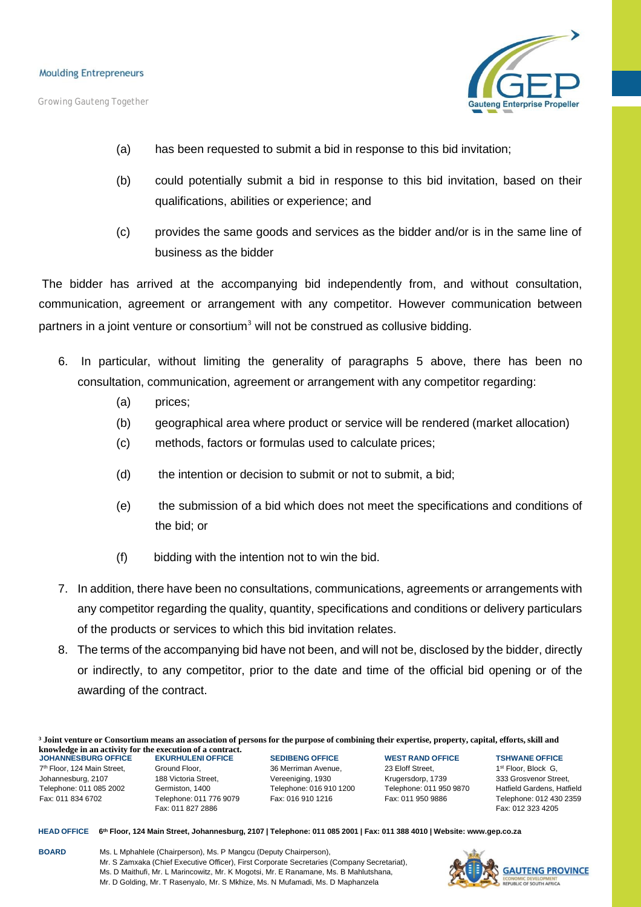(a) has been requested to submit a bid in response to this bid invitation;

(b) could potentially submit a bid in response to this bid invitation, based on their qualifications, abilities or experience; and

(c) provides the same goods and services as the bidder and/or is in the same line of business as the bidder

The bidder has arrived at the accompanying bid independently from, and without consultation, communication, agreement or arrangement with any competitor. However communication between partners in a joint venture or consortium[3] will not be construed as collusive bidding.

6. In particular, without limiting the generality of paragraphs 5 above, there has been no consultation, communication, agreement or arrangement with any competitor regarding:

   (a) prices;

   (b) geographical area where product or service will be rendered (market allocation)

   (c) methods, factors or formulas used to calculate prices;

   (d) the intention or decision to submit or not to submit, a bid;

   (e) the submission of a bid which does not meet the specifications and conditions of the bid; or

   (f) bidding with the intention not to win the bid.

7. In addition, there have been no consultations, communications, agreements or arrangements with any competitor regarding the quality, quantity, specifications and conditions or delivery particulars of the products or services to which this bid invitation relates.

8. The terms of the accompanying bid have not been, and will not be, disclosed by the bidder, directly or indirectly, to any competitor, prior to the date and time of the official bid opening or of the awarding of the contract.

**[3] Joint venture or Consortium means an association of persons for the purpose of combining their expertise, property, capital, efforts, skill and knowledge in an activity for the execution of a contract.**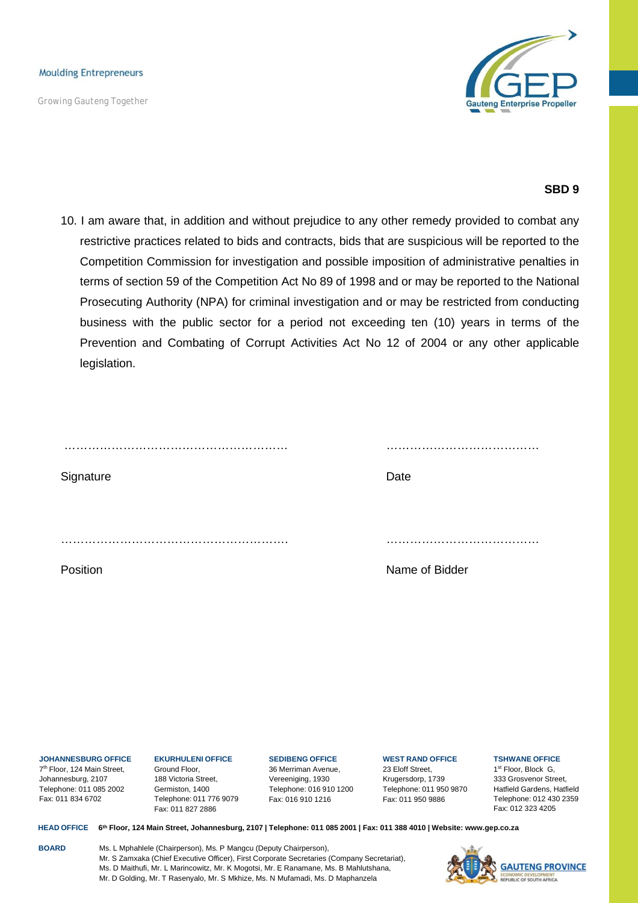SBD 9

10. I am aware that, in addition and without prejudice to any other remedy provided to combat any restrictive practices related to bids and contracts, bids that are suspicious will be reported to the Competition Commission for investigation and possible imposition of administrative penalties in terms of section 59 of the Competition Act No 89 of 1998 and or may be reported to the National Prosecuting Authority (NPA) for criminal investigation and or may be restricted from conducting business with the public sector for a period not exceeding ten (10) years in terms of the Prevention and Combating of Corrupt Activities Act No 12 of 2004 or any other applicable legislation.

………………………………………………… ………………………………… 

Signature Date

………………………………………………… ………………………………… 

Position Name of Bidder